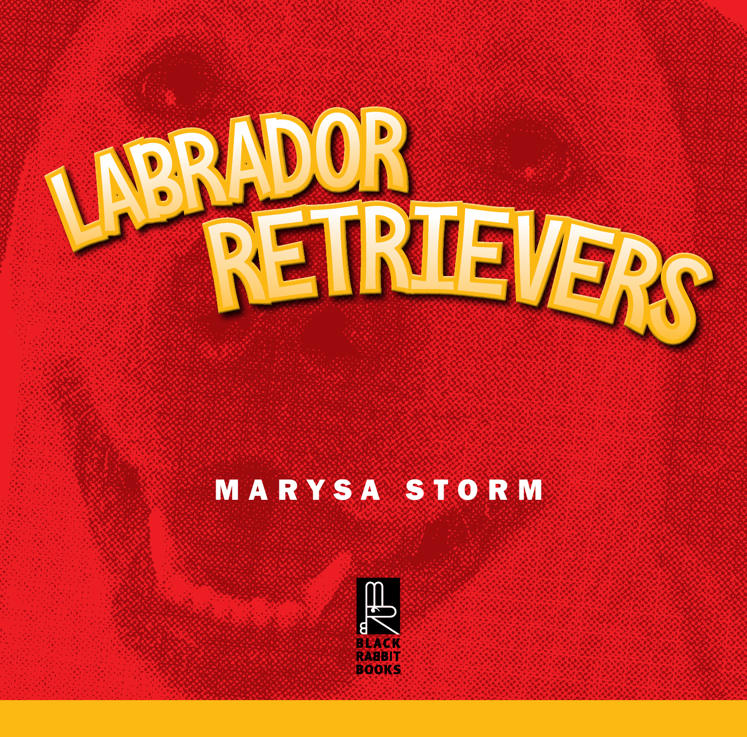# LABRADOR RETRIEVERS

MARYSA STORM

BLACK RABBIT BOOKS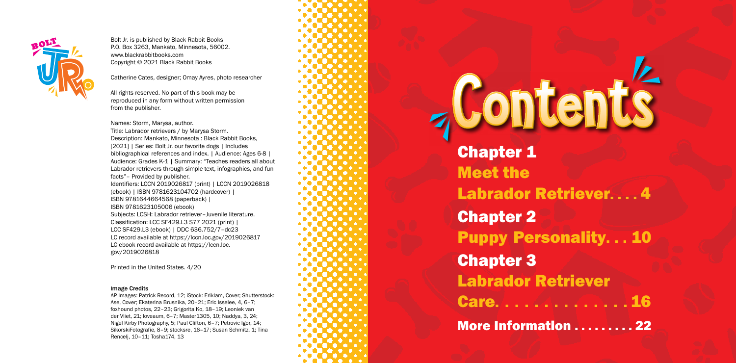Bolt Jr. is published by Black Rabbit Books
P.O. Box 3263, Mankato, Minnesota, 56002.
www.blackrabbitbooks.com
Copyright © 2021 Black Rabbit Books

Catherine Cates, designer; Omay Ayres, photo researcher

All rights reserved. No part of this book may be reproduced in any form without written permission from the publisher.

Names: Storm, Marysa, author.
Title: Labrador retrievers / by Marysa Storm.
Description: Mankato, Minnesota : Black Rabbit Books, [2021] | Series: Bolt Jr. our favorite dogs | Includes bibliographical references and index. | Audience: Ages 6-8 | Audience: Grades K-1 | Summary: "Teaches readers all about Labrador retrievers through simple text, infographics, and fun facts"– Provided by publisher.
Identifiers: LCCN 2019026817 (print) | LCCN 2019026818 (ebook) | ISBN 9781623104702 (hardcover) | ISBN 9781644664568 (paperback) | ISBN 9781623105006 (ebook)
Subjects: LCSH: Labrador retriever–Juvenile literature.
Classification: LCC SF429.L3 S77 2021 (print) | LCC SF429.L3 (ebook) | DDC 636.752/7–dc23
LC record available at https://lccn.loc.gov/2019026817
LC ebook record available at https://lccn.loc.gov/2019026818

Printed in the United States. 4/20

#### Image Credits

AP Images: Patrick Record, 12; iStock: Eriklam, Cover; Shutterstock: Ase, Cover; Ekaterina Brusnika, 20–21; Eric Isselee, 4, 6–7; foxhound photos, 22–23; Grigorita Ko, 18–19; Leoniek van der Vliet, 21; loveaum, 6–7; Master1305, 10; Naddya, 3, 24; Nigel Kirby Photography, 5; Paul Clifton, 6–7; Petrovic Igor, 14; SikorskiFotografie, 8–9; stocksre, 16–17; Susan Schmitz, 1; Tina Rencelj, 10–11; Tosha174, 13

# Contents

**Chapter 1**
**Meet the Labrador Retriever. . . . 4**

**Chapter 2**
**Puppy Personality. . . 10**

**Chapter 3**
**Labrador Retriever Care. . . . . . . . . . . . . . 16**

**More Information . . . . . . . . . 22**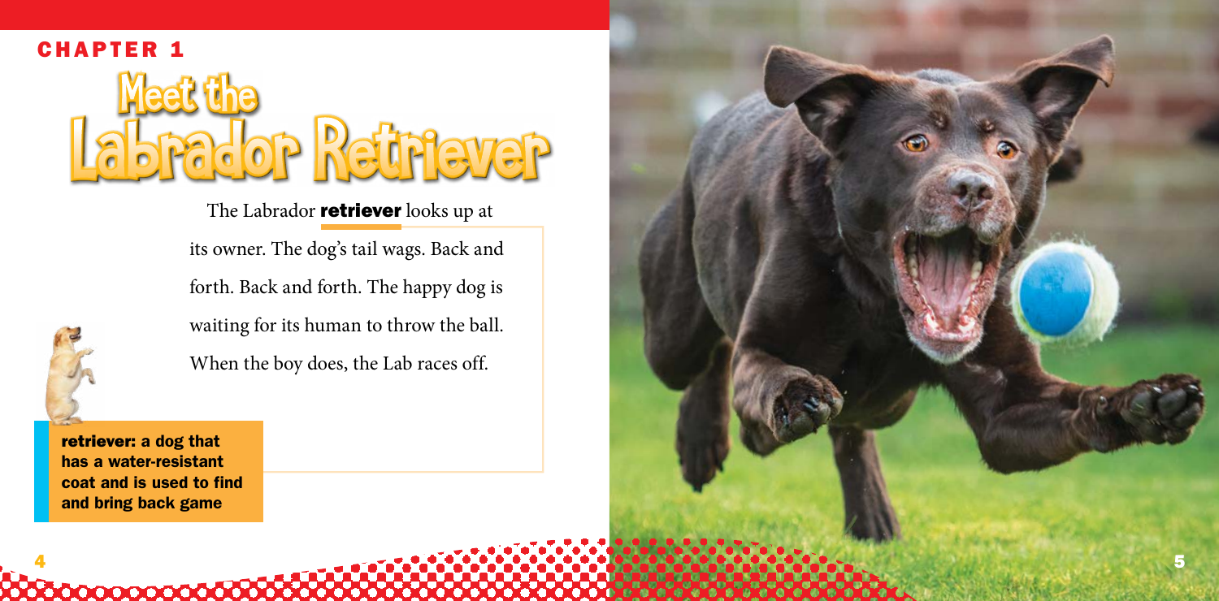CHAPTER 1

# Meet the Labrador Retriever

The Labrador **retriever** looks up at its owner. The dog's tail wags. Back and forth. Back and forth. The happy dog is waiting for its human to throw the ball. When the boy does, the Lab races off.

**retriever: a dog that has a water-resistant coat and is used to find and bring back game**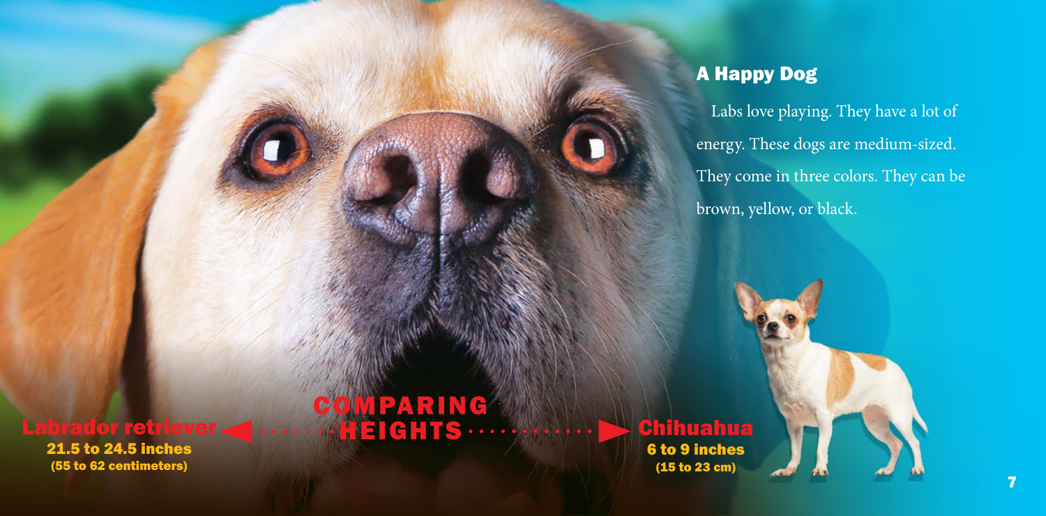## A Happy Dog

Labs love playing. They have a lot of energy. These dogs are medium-sized. They come in three colors. They can be brown, yellow, or black.

**COMPARING HEIGHTS**

**Labrador retriever**
21.5 to 24.5 inches
(55 to 62 centimeters)

**Chihuahua**
6 to 9 inches
(15 to 23 cm)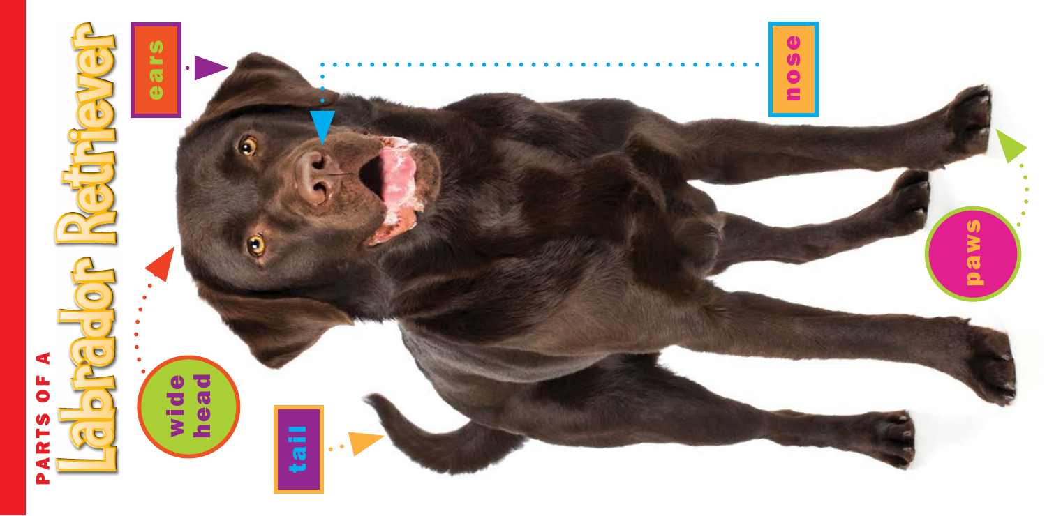# PARTS OF A Labrador Retriever

ears

nose

wide head

tail

paws